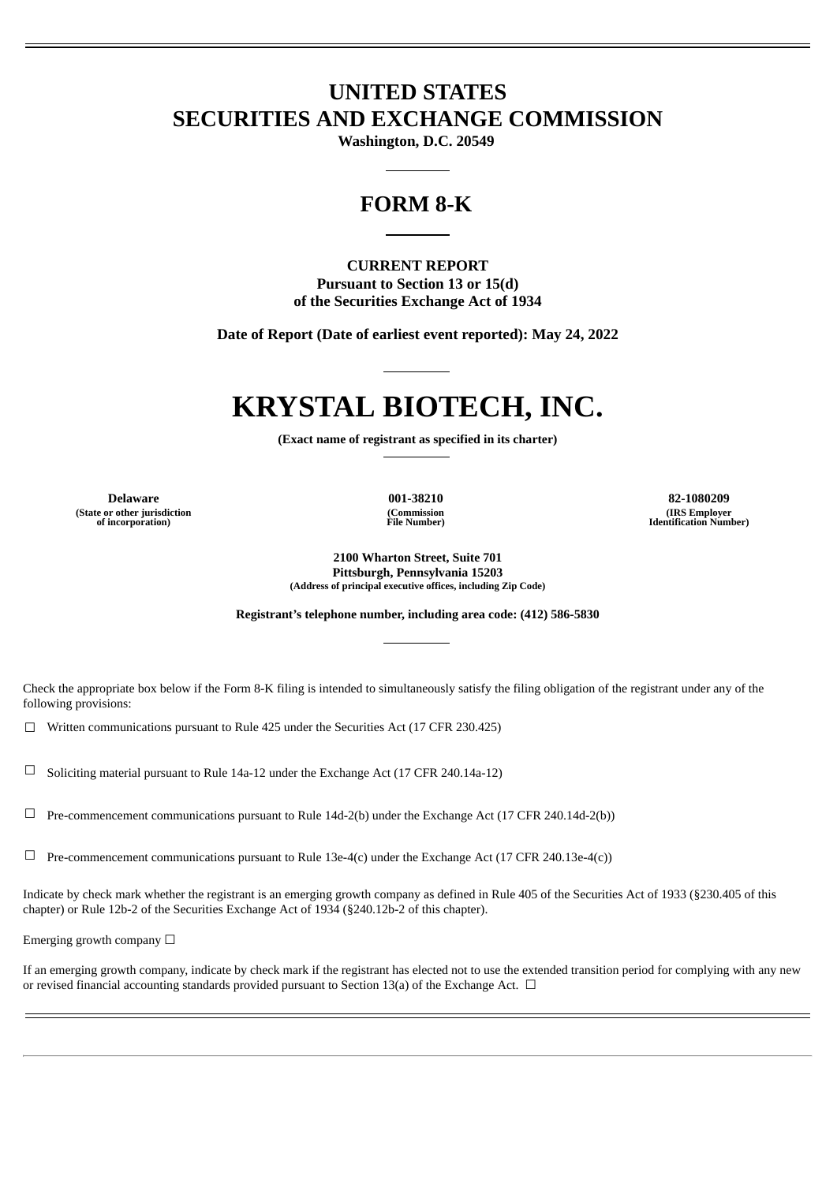# UNITED STATES
# SECURITIES AND EXCHANGE COMMISSION

**Washington, D.C. 20549**

## FORM 8-K

**CURRENT REPORT**
**Pursuant to Section 13 or 15(d)**
**of the Securities Exchange Act of 1934**

**Date of Report (Date of earliest event reported): May 24, 2022**

# KRYSTAL BIOTECH, INC.

**(Exact name of registrant as specified in its charter)**

| Delaware | 001-38210 | 82-1080209 |
|---|---|---|
| (State or other jurisdiction of incorporation) | (Commission File Number) | (IRS Employer Identification Number) |

**2100 Wharton Street, Suite 701**
**Pittsburgh, Pennsylvania 15203**
**(Address of principal executive offices, including Zip Code)**

**Registrant's telephone number, including area code: (412) 586-5830**

Check the appropriate box below if the Form 8-K filing is intended to simultaneously satisfy the filing obligation of the registrant under any of the following provisions:

☐ Written communications pursuant to Rule 425 under the Securities Act (17 CFR 230.425)

☐ Soliciting material pursuant to Rule 14a-12 under the Exchange Act (17 CFR 240.14a-12)

☐ Pre-commencement communications pursuant to Rule 14d-2(b) under the Exchange Act (17 CFR 240.14d-2(b))

☐ Pre-commencement communications pursuant to Rule 13e-4(c) under the Exchange Act (17 CFR 240.13e-4(c))

Indicate by check mark whether the registrant is an emerging growth company as defined in Rule 405 of the Securities Act of 1933 (§230.405 of this chapter) or Rule 12b-2 of the Securities Exchange Act of 1934 (§240.12b-2 of this chapter).

Emerging growth company ☐

If an emerging growth company, indicate by check mark if the registrant has elected not to use the extended transition period for complying with any new or revised financial accounting standards provided pursuant to Section 13(a) of the Exchange Act. ☐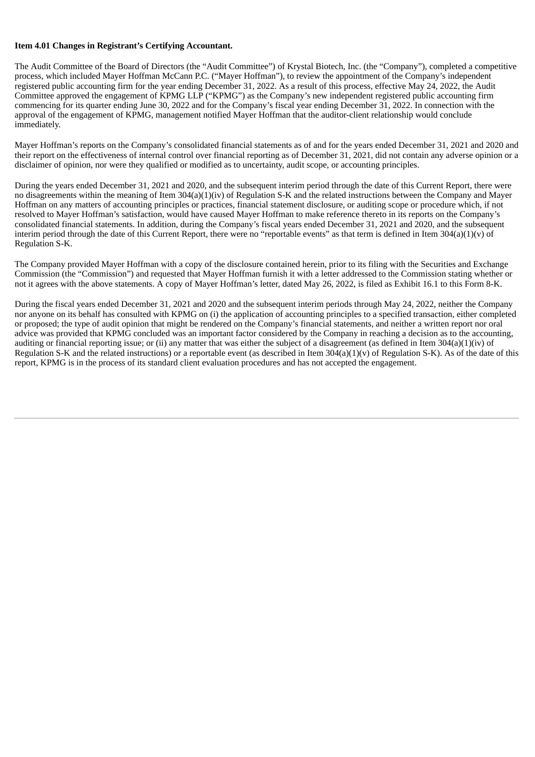**Item 4.01 Changes in Registrant's Certifying Accountant.**

The Audit Committee of the Board of Directors (the "Audit Committee") of Krystal Biotech, Inc. (the "Company"), completed a competitive process, which included Mayer Hoffman McCann P.C. ("Mayer Hoffman"), to review the appointment of the Company's independent registered public accounting firm for the year ending December 31, 2022. As a result of this process, effective May 24, 2022, the Audit Committee approved the engagement of KPMG LLP ("KPMG") as the Company's new independent registered public accounting firm commencing for its quarter ending June 30, 2022 and for the Company's fiscal year ending December 31, 2022. In connection with the approval of the engagement of KPMG, management notified Mayer Hoffman that the auditor-client relationship would conclude immediately.

Mayer Hoffman's reports on the Company's consolidated financial statements as of and for the years ended December 31, 2021 and 2020 and their report on the effectiveness of internal control over financial reporting as of December 31, 2021, did not contain any adverse opinion or a disclaimer of opinion, nor were they qualified or modified as to uncertainty, audit scope, or accounting principles.

During the years ended December 31, 2021 and 2020, and the subsequent interim period through the date of this Current Report, there were no disagreements within the meaning of Item 304(a)(1)(iv) of Regulation S-K and the related instructions between the Company and Mayer Hoffman on any matters of accounting principles or practices, financial statement disclosure, or auditing scope or procedure which, if not resolved to Mayer Hoffman's satisfaction, would have caused Mayer Hoffman to make reference thereto in its reports on the Company's consolidated financial statements. In addition, during the Company's fiscal years ended December 31, 2021 and 2020, and the subsequent interim period through the date of this Current Report, there were no "reportable events" as that term is defined in Item 304(a)(1)(v) of Regulation S-K.

The Company provided Mayer Hoffman with a copy of the disclosure contained herein, prior to its filing with the Securities and Exchange Commission (the "Commission") and requested that Mayer Hoffman furnish it with a letter addressed to the Commission stating whether or not it agrees with the above statements. A copy of Mayer Hoffman's letter, dated May 26, 2022, is filed as Exhibit 16.1 to this Form 8-K.

During the fiscal years ended December 31, 2021 and 2020 and the subsequent interim periods through May 24, 2022, neither the Company nor anyone on its behalf has consulted with KPMG on (i) the application of accounting principles to a specified transaction, either completed or proposed; the type of audit opinion that might be rendered on the Company's financial statements, and neither a written report nor oral advice was provided that KPMG concluded was an important factor considered by the Company in reaching a decision as to the accounting, auditing or financial reporting issue; or (ii) any matter that was either the subject of a disagreement (as defined in Item 304(a)(1)(iv) of Regulation S-K and the related instructions) or a reportable event (as described in Item 304(a)(1)(v) of Regulation S-K). As of the date of this report, KPMG is in the process of its standard client evaluation procedures and has not accepted the engagement.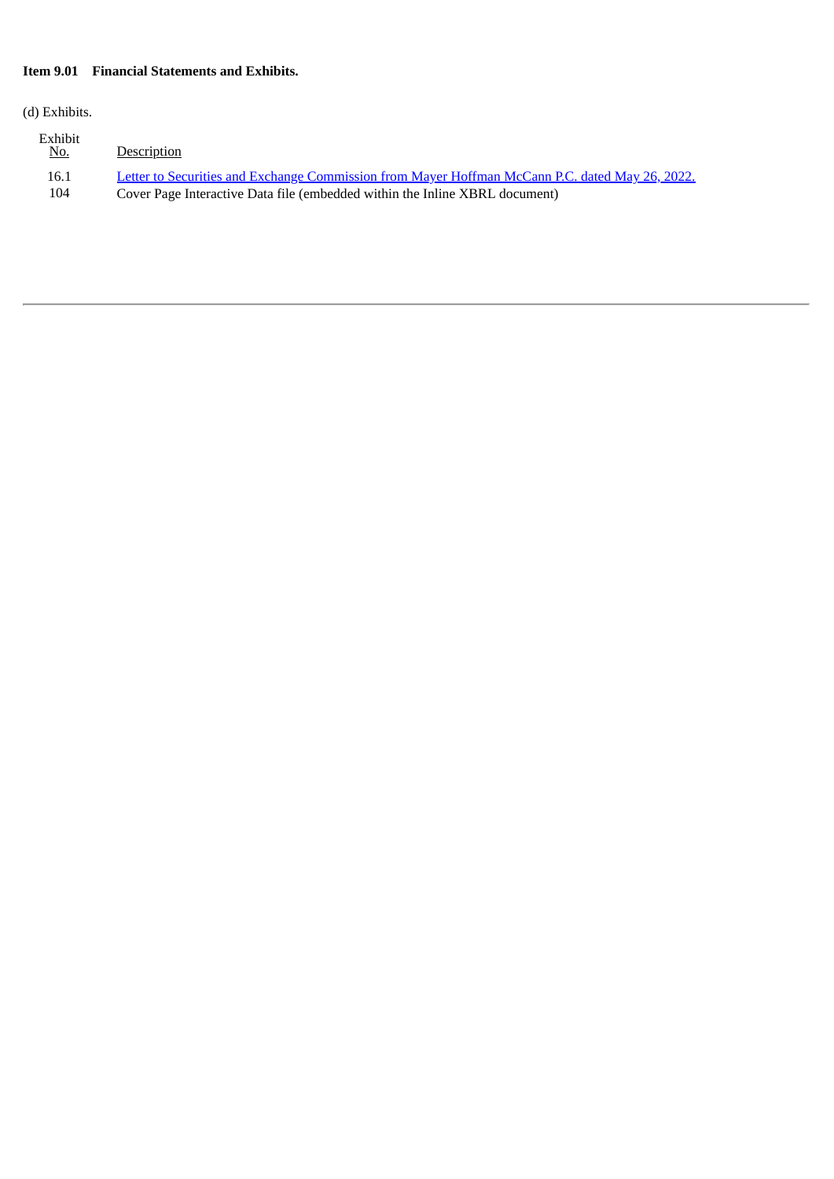**Item 9.01 Financial Statements and Exhibits.**

(d) Exhibits.

| Exhibit No. | Description |
| --- | --- |
| 16.1 | Letter to Securities and Exchange Commission from Mayer Hoffman McCann P.C. dated May 26, 2022. |
| 104 | Cover Page Interactive Data file (embedded within the Inline XBRL document) |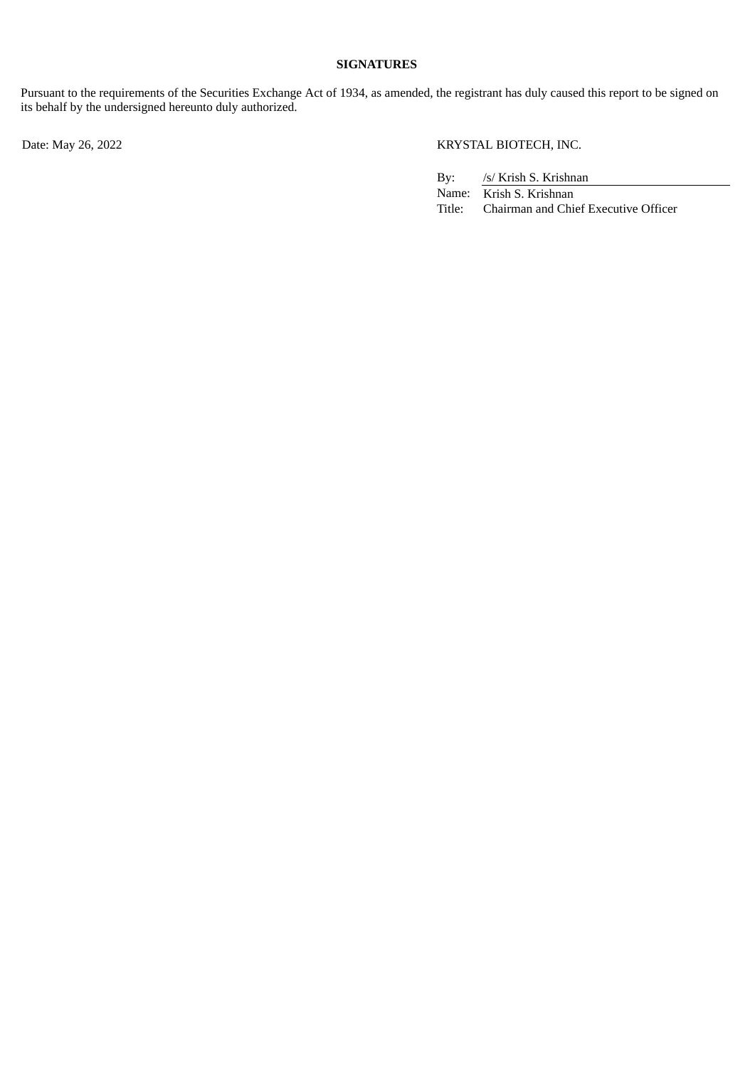**SIGNATURES**

Pursuant to the requirements of the Securities Exchange Act of 1934, as amended, the registrant has duly caused this report to be signed on its behalf by the undersigned hereunto duly authorized.

Date: May 26, 2022

KRYSTAL BIOTECH, INC.

By: /s/ Krish S. Krishnan
Name: Krish S. Krishnan
Title: Chairman and Chief Executive Officer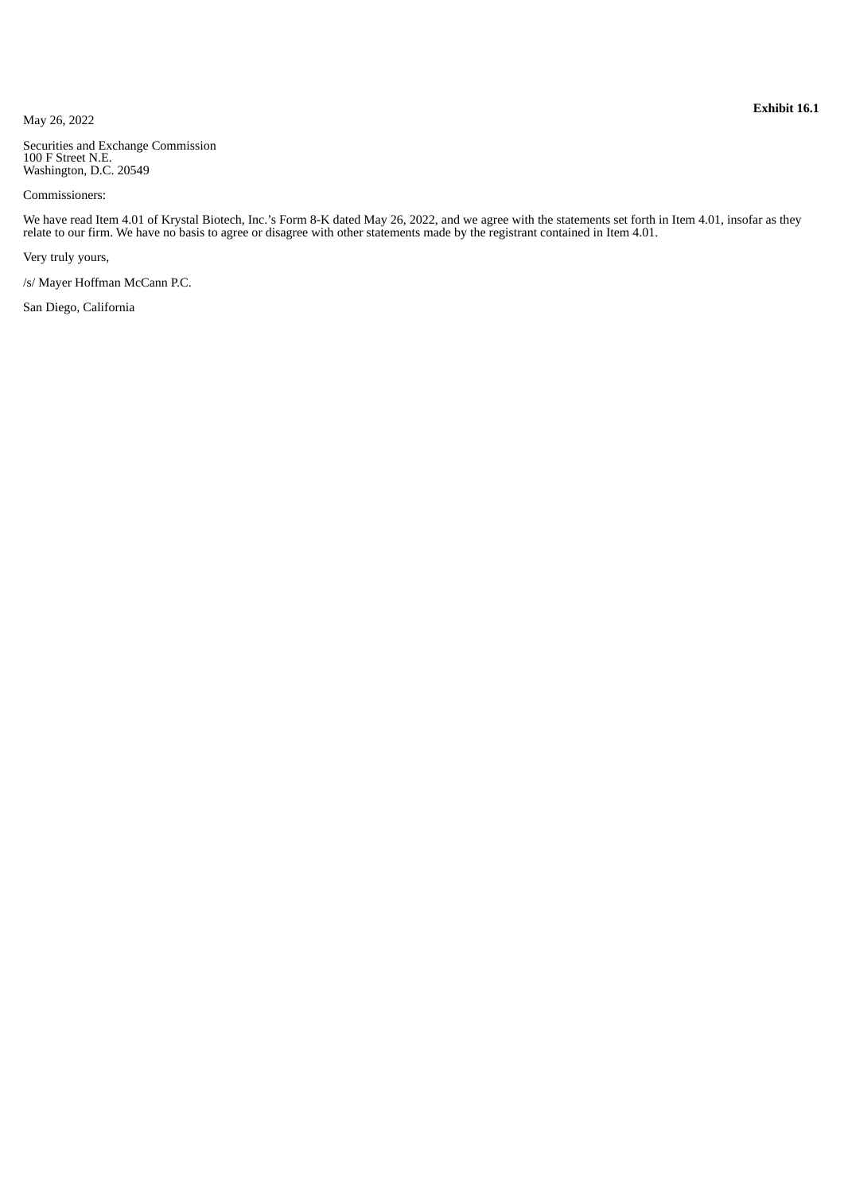**Exhibit 16.1**

May 26, 2022

Securities and Exchange Commission
100 F Street N.E.
Washington, D.C. 20549

Commissioners:

We have read Item 4.01 of Krystal Biotech, Inc.'s Form 8-K dated May 26, 2022, and we agree with the statements set forth in Item 4.01, insofar as they relate to our firm. We have no basis to agree or disagree with other statements made by the registrant contained in Item 4.01.

Very truly yours,

/s/ Mayer Hoffman McCann P.C.

San Diego, California